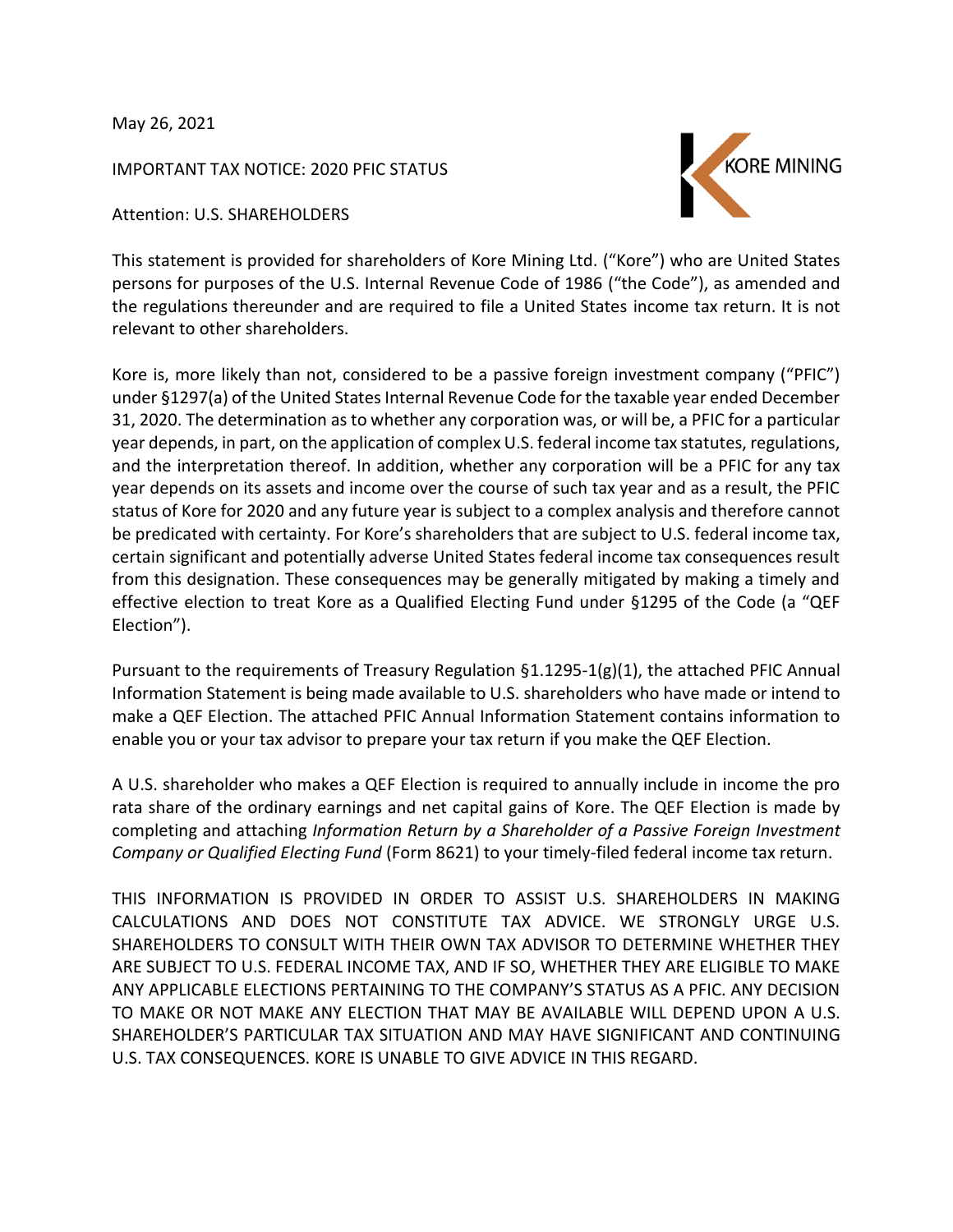May 26, 2021

IMPORTANT TAX NOTICE: 2020 PFIC STATUS

Attention: U.S. SHAREHOLDERS

KORE MINING

This statement is provided for shareholders of Kore Mining Ltd. ("Kore") who are United States persons for purposes of the U.S. Internal Revenue Code of 1986 ("the Code"), as amended and the regulations thereunder and are required to file a United States income tax return. It is not relevant to other shareholders.

Kore is, more likely than not, considered to be a passive foreign investment company ("PFIC") under §1297(a) of the United States Internal Revenue Code for the taxable year ended December 31, 2020. The determination as to whether any corporation was, or will be, a PFIC for a particular year depends, in part, on the application of complex U.S. federal income tax statutes, regulations, and the interpretation thereof. In addition, whether any corporation will be a PFIC for any tax year depends on its assets and income over the course of such tax year and as a result, the PFIC status of Kore for 2020 and any future year is subject to a complex analysis and therefore cannot be predicated with certainty. For Kore's shareholders that are subject to U.S. federal income tax, certain significant and potentially adverse United States federal income tax consequences result from this designation. These consequences may be generally mitigated by making a timely and effective election to treat Kore as a Qualified Electing Fund under §1295 of the Code (a "QEF Election").

Pursuant to the requirements of Treasury Regulation §1.1295-1(g)(1), the attached PFIC Annual Information Statement is being made available to U.S. shareholders who have made or intend to make a QEF Election. The attached PFIC Annual Information Statement contains information to enable you or your tax advisor to prepare your tax return if you make the QEF Election.

A U.S. shareholder who makes a QEF Election is required to annually include in income the pro rata share of the ordinary earnings and net capital gains of Kore. The QEF Election is made by completing and attaching *Information Return by a Shareholder of a Passive Foreign Investment Company or Qualified Electing Fund* (Form 8621) to your timely-filed federal income tax return.

THIS INFORMATION IS PROVIDED IN ORDER TO ASSIST U.S. SHAREHOLDERS IN MAKING CALCULATIONS AND DOES NOT CONSTITUTE TAX ADVICE. WE STRONGLY URGE U.S. SHAREHOLDERS TO CONSULT WITH THEIR OWN TAX ADVISOR TO DETERMINE WHETHER THEY ARE SUBJECT TO U.S. FEDERAL INCOME TAX, AND IF SO, WHETHER THEY ARE ELIGIBLE TO MAKE ANY APPLICABLE ELECTIONS PERTAINING TO THE COMPANY'S STATUS AS A PFIC. ANY DECISION TO MAKE OR NOT MAKE ANY ELECTION THAT MAY BE AVAILABLE WILL DEPEND UPON A U.S. SHAREHOLDER'S PARTICULAR TAX SITUATION AND MAY HAVE SIGNIFICANT AND CONTINUING U.S. TAX CONSEQUENCES. KORE IS UNABLE TO GIVE ADVICE IN THIS REGARD.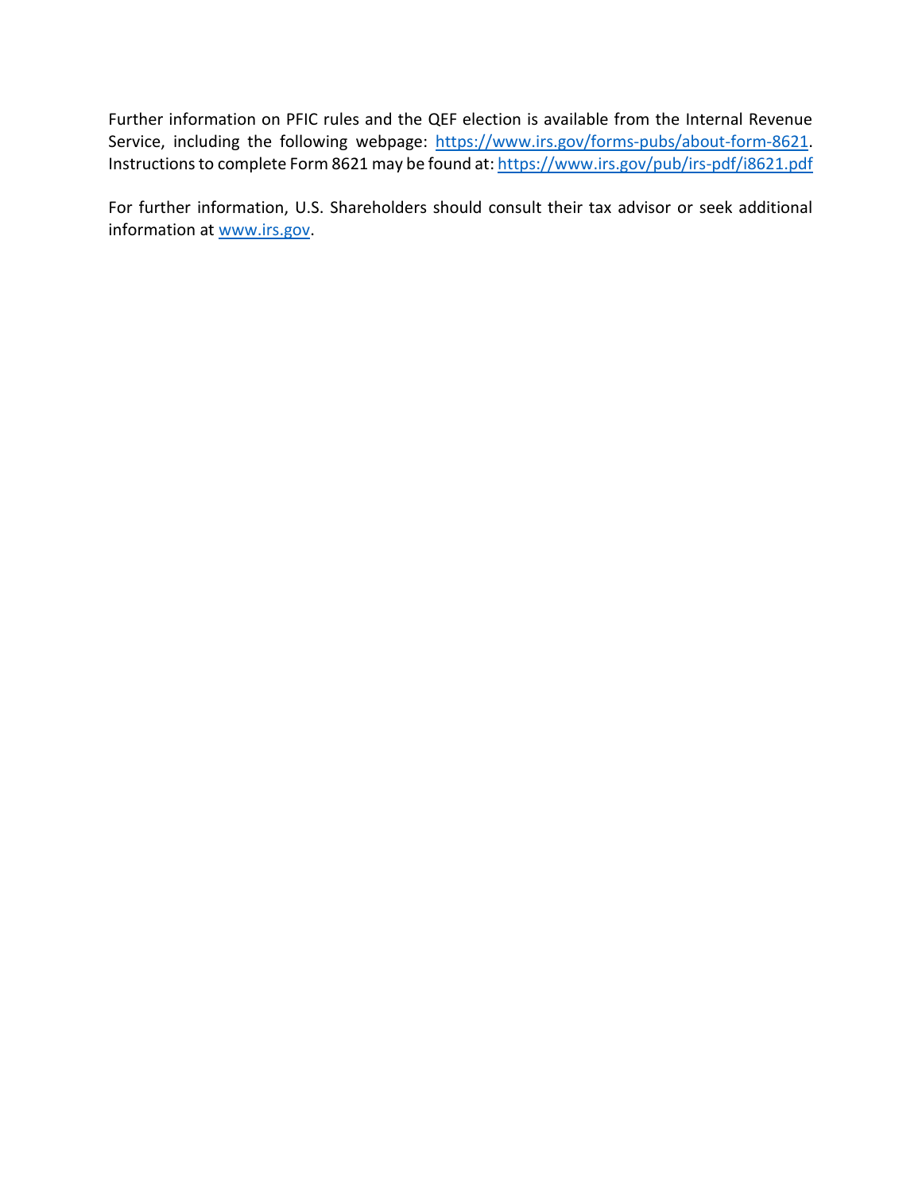Further information on PFIC rules and the QEF election is available from the Internal Revenue Service, including the following webpage: [https://www.irs.gov/forms-pubs/about-form-8621](https://www.irs.gov/forms-pubs/about-form-8621). Instructions to complete Form 8621 may be found at: [https://www.irs.gov/pub/irs-pdf/i8621.pdf](https://www.irs.gov/pub/irs-pdf/i8621.pdf)

For further information, U.S. Shareholders should consult their tax advisor or seek additional information at [www.irs.gov](http://www.irs.gov).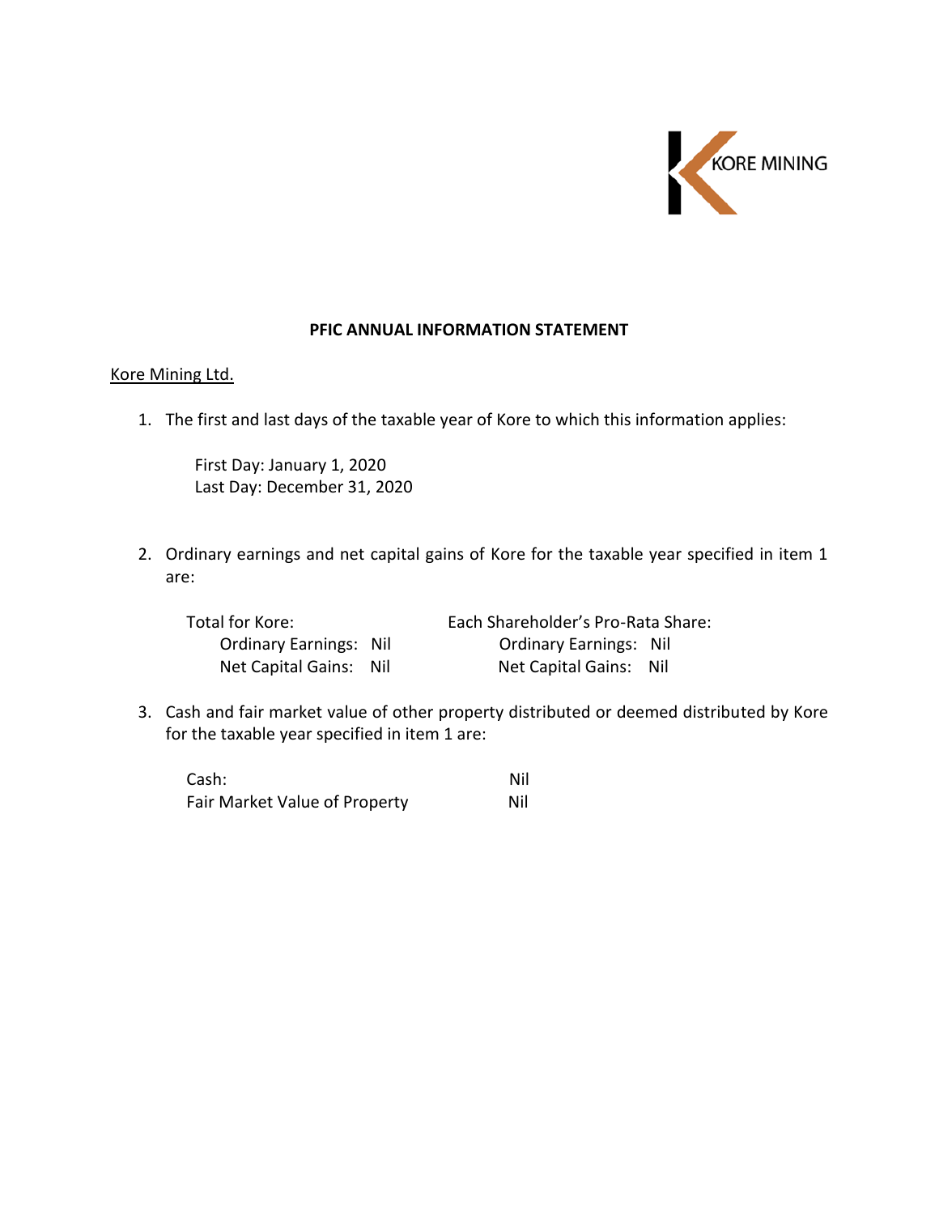KORE MINING

**PFIC ANNUAL INFORMATION STATEMENT**

Kore Mining Ltd.

1. The first and last days of the taxable year of Kore to which this information applies:

   First Day: January 1, 2020
   Last Day: December 31, 2020

2. Ordinary earnings and net capital gains of Kore for the taxable year specified in item 1 are:

| Total for Kore: | | Each Shareholder's Pro-Rata Share: | |
|---|---|---|---|
| Ordinary Earnings: | Nil | Ordinary Earnings: | Nil |
| Net Capital Gains: | Nil | Net Capital Gains: | Nil |

3. Cash and fair market value of other property distributed or deemed distributed by Kore for the taxable year specified in item 1 are:

| | |
|---|---|
| Cash: | Nil |
| Fair Market Value of Property | Nil |